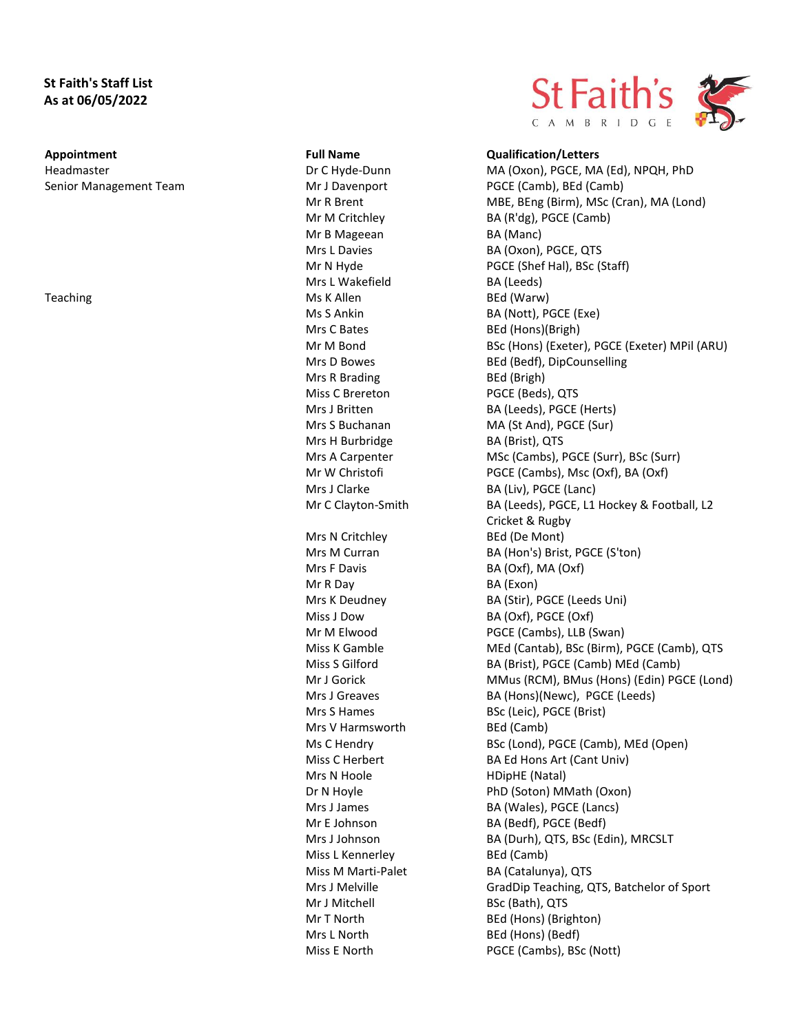**St Faith's Staff List**
**As at 06/05/2022**

St Faith's CAMBRIDGE

| Appointment | Full Name | Qualification/Letters |
|---|---|---|
| Headmaster | Dr C Hyde-Dunn | MA (Oxon), PGCE, MA (Ed), NPQH, PhD |
| Senior Management Team | Mr J Davenport | PGCE (Camb), BEd (Camb) |
| | Mr R Brent | MBE, BEng (Birm), MSc (Cran), MA (Lond) |
| | Mr M Critchley | BA (R'dg), PGCE (Camb) |
| | Mr B Mageean | BA (Manc) |
| | Mrs L Davies | BA (Oxon), PGCE, QTS |
| | Mr N Hyde | PGCE (Shef Hal), BSc (Staff) |
| | Mrs L Wakefield | BA (Leeds) |
| Teaching | Ms K Allen | BEd (Warw) |
| | Ms S Ankin | BA (Nott), PGCE (Exe) |
| | Mrs C Bates | BEd (Hons)(Brigh) |
| | Mr M Bond | BSc (Hons) (Exeter), PGCE (Exeter) MPil (ARU) |
| | Mrs D Bowes | BEd (Bedf), DipCounselling |
| | Mrs R Brading | BEd (Brigh) |
| | Miss C Brereton | PGCE (Beds), QTS |
| | Mrs J Britten | BA (Leeds), PGCE (Herts) |
| | Mrs S Buchanan | MA (St And), PGCE (Sur) |
| | Mrs H Burbridge | BA (Brist), QTS |
| | Mrs A Carpenter | MSc (Cambs), PGCE (Surr), BSc (Surr) |
| | Mr W Christofi | PGCE (Cambs), Msc (Oxf), BA (Oxf) |
| | Mrs J Clarke | BA (Liv), PGCE (Lanc) |
| | Mr C Clayton-Smith | BA (Leeds), PGCE, L1 Hockey & Football, L2 Cricket & Rugby |
| | Mrs N Critchley | BEd (De Mont) |
| | Mrs M Curran | BA (Hon's) Brist, PGCE (S'ton) |
| | Mrs F Davis | BA (Oxf), MA (Oxf) |
| | Mr R Day | BA (Exon) |
| | Mrs K Deudney | BA (Stir), PGCE (Leeds Uni) |
| | Miss J Dow | BA (Oxf), PGCE (Oxf) |
| | Mr M Elwood | PGCE (Cambs), LLB (Swan) |
| | Miss K Gamble | MEd (Cantab), BSc (Birm), PGCE (Camb), QTS |
| | Miss S Gilford | BA (Brist), PGCE (Camb) MEd (Camb) |
| | Mr J Gorick | MMus (RCM), BMus (Hons) (Edin) PGCE (Lond) |
| | Mrs J Greaves | BA (Hons)(Newc), PGCE (Leeds) |
| | Mrs S Hames | BSc (Leic), PGCE (Brist) |
| | Mrs V Harmsworth | BEd (Camb) |
| | Ms C Hendry | BSc (Lond), PGCE (Camb), MEd (Open) |
| | Miss C Herbert | BA Ed Hons Art (Cant Univ) |
| | Mrs N Hoole | HDipHE (Natal) |
| | Dr N Hoyle | PhD (Soton) MMath (Oxon) |
| | Mrs J James | BA (Wales), PGCE (Lancs) |
| | Mr E Johnson | BA (Bedf), PGCE (Bedf) |
| | Mrs J Johnson | BA (Durh), QTS, BSc (Edin), MRCSLT |
| | Miss L Kennerley | BEd (Camb) |
| | Miss M Marti-Palet | BA (Catalunya), QTS |
| | Mrs J Melville | GradDip Teaching, QTS, Batchelor of Sport |
| | Mr J Mitchell | BSc (Bath), QTS |
| | Mr T North | BEd (Hons) (Brighton) |
| | Mrs L North | BEd (Hons) (Bedf) |
| | Miss E North | PGCE (Cambs), BSc (Nott) |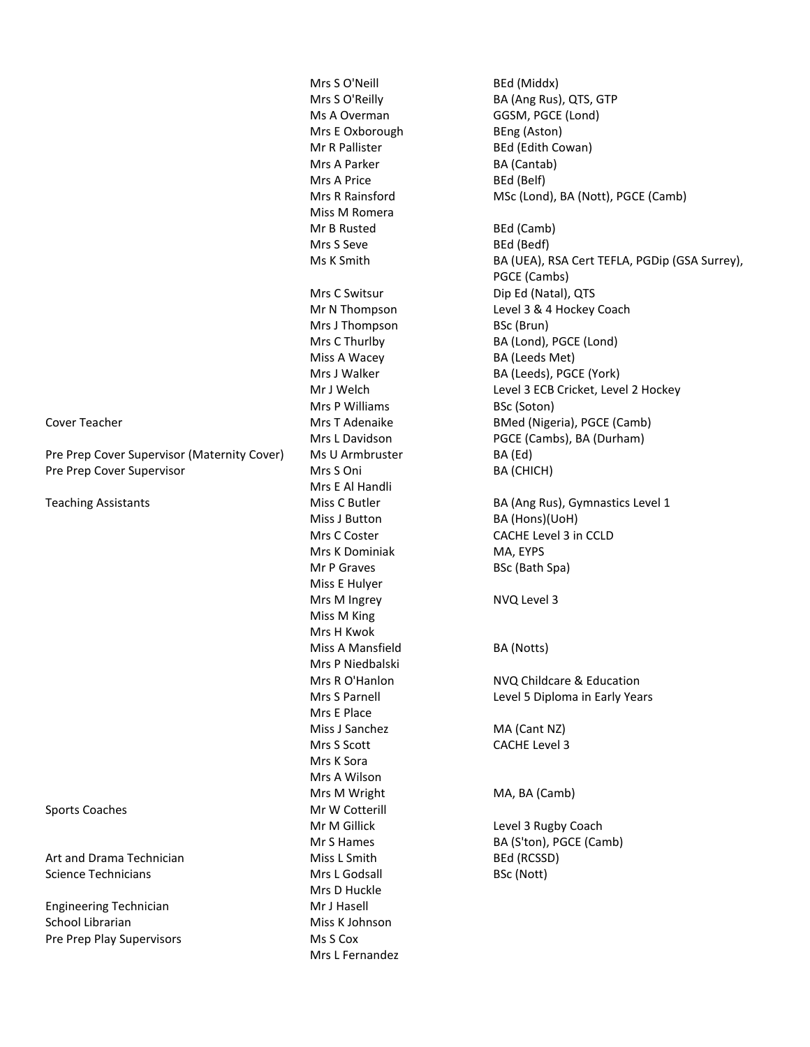| Role | Name | Qualifications |
|---|---|---|
| | Mrs S O'Neill | BEd (Middx) |
| | Mrs S O'Reilly | BA (Ang Rus), QTS, GTP |
| | Ms A Overman | GGSM, PGCE (Lond) |
| | Mrs E Oxborough | BEng (Aston) |
| | Mr R Pallister | BEd (Edith Cowan) |
| | Mrs A Parker | BA (Cantab) |
| | Mrs A Price | BEd (Belf) |
| | Mrs R Rainsford | MSc (Lond), BA (Nott), PGCE (Camb) |
| | Miss M Romera | |
| | Mr B Rusted | BEd (Camb) |
| | Mrs S Seve | BEd (Bedf) |
| | Ms K Smith | BA (UEA), RSA Cert TEFLA, PGDip (GSA Surrey), PGCE (Cambs) |
| | Mrs C Switsur | Dip Ed (Natal), QTS |
| | Mr N Thompson | Level 3 & 4 Hockey Coach |
| | Mrs J Thompson | BSc (Brun) |
| | Mrs C Thurlby | BA (Lond), PGCE (Lond) |
| | Miss A Wacey | BA (Leeds Met) |
| | Mrs J Walker | BA (Leeds), PGCE (York) |
| | Mr J Welch | Level 3 ECB Cricket, Level 2 Hockey |
| | Mrs P Williams | BSc (Soton) |
| Cover Teacher | Mrs T Adenaike | BMed (Nigeria), PGCE (Camb) |
| | Mrs L Davidson | PGCE (Cambs), BA (Durham) |
| Pre Prep Cover Supervisor (Maternity Cover) | Ms U Armbruster | BA (Ed) |
| Pre Prep Cover Supervisor | Mrs S Oni | BA (CHICH) |
| | Mrs E Al Handli | |
| Teaching Assistants | Miss C Butler | BA (Ang Rus), Gymnastics Level 1 |
| | Miss J Button | BA (Hons)(UoH) |
| | Mrs C Coster | CACHE Level 3 in CCLD |
| | Mrs K Dominiak | MA, EYPS |
| | Mr P Graves | BSc (Bath Spa) |
| | Miss E Hulyer | |
| | Mrs M Ingrey | NVQ Level 3 |
| | Miss M King | |
| | Mrs H Kwok | |
| | Miss A Mansfield | BA (Notts) |
| | Mrs P Niedbalski | |
| | Mrs R O'Hanlon | NVQ Childcare & Education |
| | Mrs S Parnell | Level 5 Diploma in Early Years |
| | Mrs E Place | |
| | Miss J Sanchez | MA (Cant NZ) |
| | Mrs S Scott | CACHE Level 3 |
| | Mrs K Sora | |
| | Mrs A Wilson | |
| | Mrs M Wright | MA, BA (Camb) |
| Sports Coaches | Mr W Cotterill | |
| | Mr M Gillick | Level 3 Rugby Coach |
| | Mr S Hames | BA (S'ton), PGCE (Camb) |
| Art and Drama Technician | Miss L Smith | BEd (RCSSD) |
| Science Technicians | Mrs L Godsall | BSc (Nott) |
| | Mrs D Huckle | |
| Engineering Technician | Mr J Hasell | |
| School Librarian | Miss K Johnson | |
| Pre Prep Play Supervisors | Ms S Cox | |
| | Mrs L Fernandez | |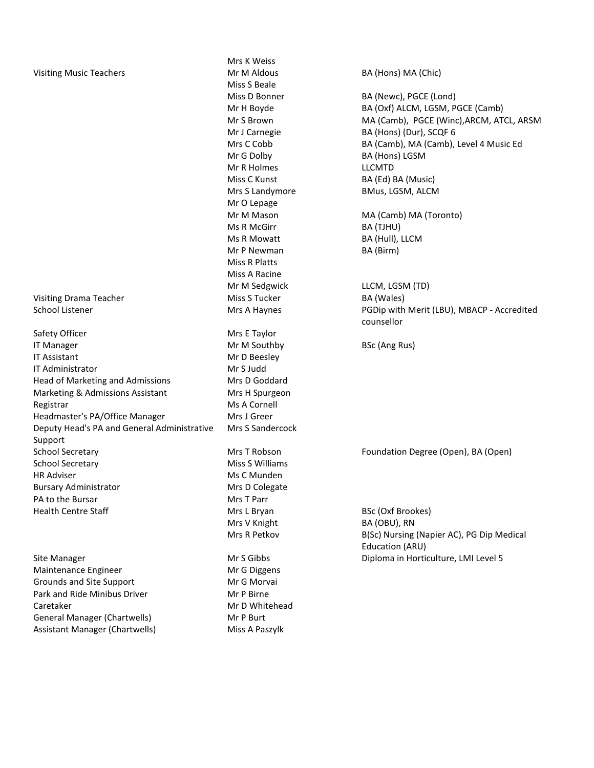| | | |
|---|---|---|
| | Mrs K Weiss | |
| Visiting Music Teachers | Mr M Aldous | BA (Hons) MA (Chic) |
| | Miss S Beale | |
| | Miss D Bonner | BA (Newc), PGCE (Lond) |
| | Mr H Boyde | BA (Oxf) ALCM, LGSM, PGCE (Camb) |
| | Mr S Brown | MA (Camb), PGCE (Winc),ARCM, ATCL, ARSM |
| | Mr J Carnegie | BA (Hons) (Dur), SCQF 6 |
| | Mrs C Cobb | BA (Camb), MA (Camb), Level 4 Music Ed |
| | Mr G Dolby | BA (Hons) LGSM |
| | Mr R Holmes | LLCMTD |
| | Miss C Kunst | BA (Ed) BA (Music) |
| | Mrs S Landymore | BMus, LGSM, ALCM |
| | Mr O Lepage | |
| | Mr M Mason | MA (Camb) MA (Toronto) |
| | Ms R McGirr | BA (TJHU) |
| | Ms R Mowatt | BA (Hull), LLCM |
| | Mr P Newman | BA (Birm) |
| | Miss R Platts | |
| | Miss A Racine | |
| | Mr M Sedgwick | LLCM, LGSM (TD) |
| Visiting Drama Teacher | Miss S Tucker | BA (Wales) |
| School Listener | Mrs A Haynes | PGDip with Merit (LBU), MBACP - Accredited counsellor |
| Safety Officer | Mrs E Taylor | |
| IT Manager | Mr M Southby | BSc (Ang Rus) |
| IT Assistant | Mr D Beesley | |
| IT Administrator | Mr S Judd | |
| Head of Marketing and Admissions | Mrs D Goddard | |
| Marketing & Admissions Assistant | Mrs H Spurgeon | |
| Registrar | Ms A Cornell | |
| Headmaster's PA/Office Manager | Mrs J Greer | |
| Deputy Head's PA and General Administrative Support | Mrs S Sandercock | |
| School Secretary | Mrs T Robson | Foundation Degree (Open), BA (Open) |
| School Secretary | Miss S Williams | |
| HR Adviser | Ms C Munden | |
| Bursary Administrator | Mrs D Colegate | |
| PA to the Bursar | Mrs T Parr | |
| Health Centre Staff | Mrs L Bryan | BSc (Oxf Brookes) |
| | Mrs V Knight | BA (OBU), RN |
| | Mrs R Petkov | B(Sc) Nursing (Napier AC), PG Dip Medical Education (ARU) |
| Site Manager | Mr S Gibbs | Diploma in Horticulture, LMI Level 5 |
| Maintenance Engineer | Mr G Diggens | |
| Grounds and Site Support | Mr G Morvai | |
| Park and Ride Minibus Driver | Mr P Birne | |
| Caretaker | Mr D Whitehead | |
| General Manager (Chartwells) | Mr P Burt | |
| Assistant Manager (Chartwells) | Miss A Paszylk | |